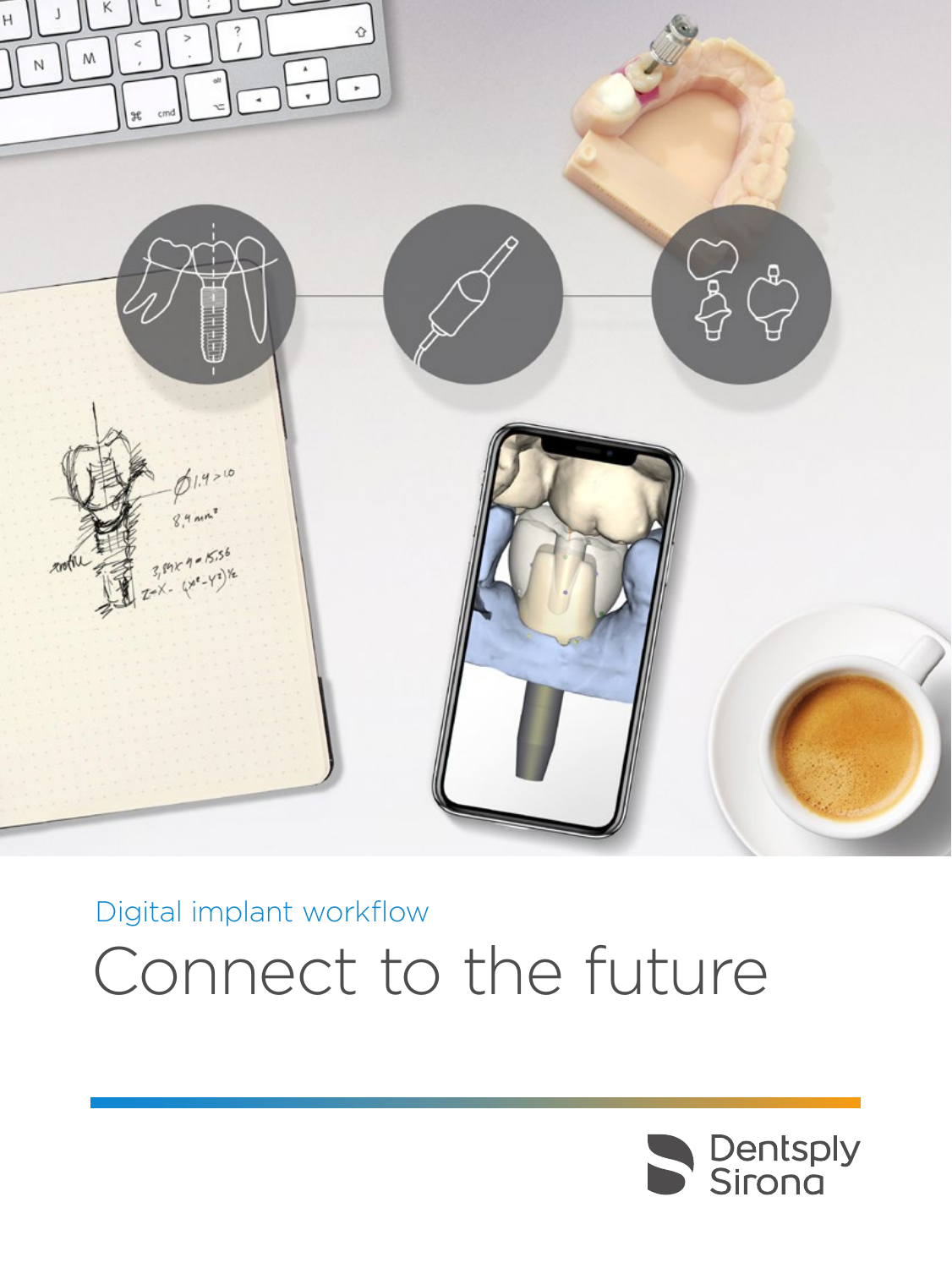Digital implant workflow

# Connect to the future

Dentsply Sirona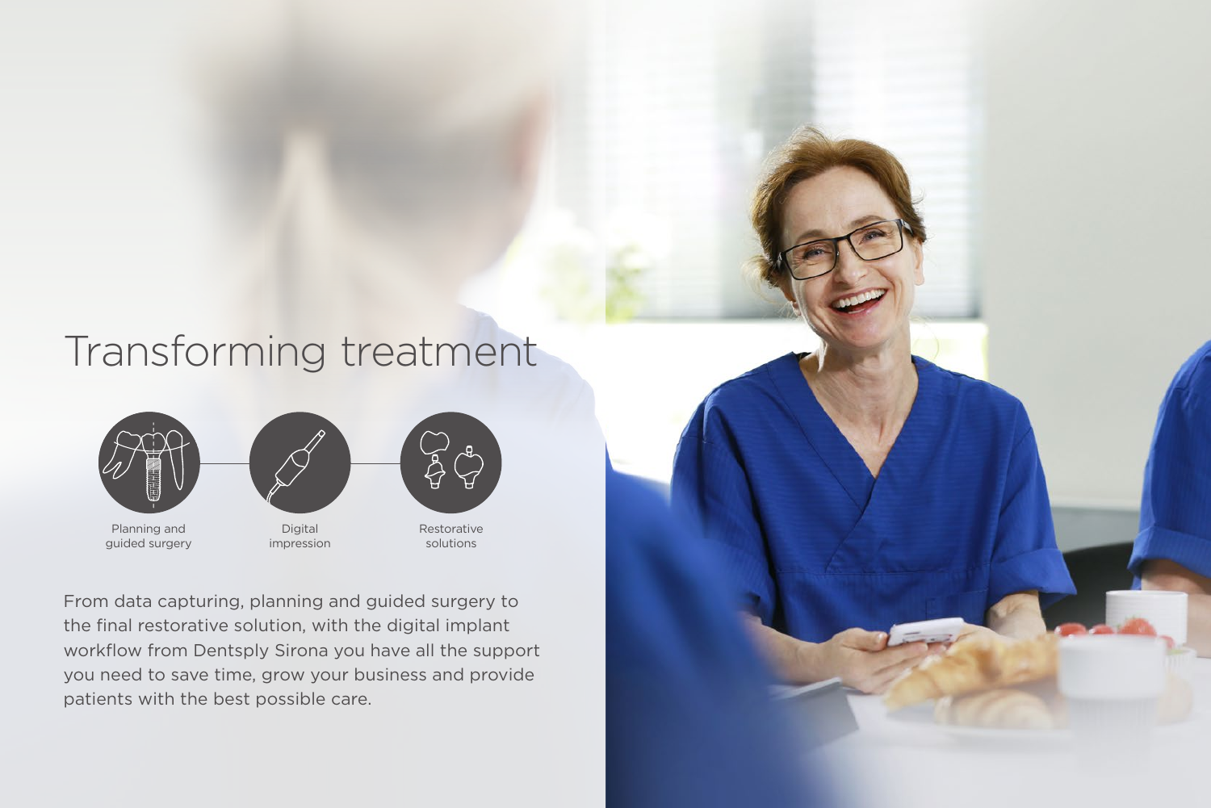# Transforming treatment

- Planning and guided surgery
- Digital impression
- Restorative solutions

From data capturing, planning and guided surgery to the final restorative solution, with the digital implant workflow from Dentsply Sirona you have all the support you need to save time, grow your business and provide patients with the best possible care.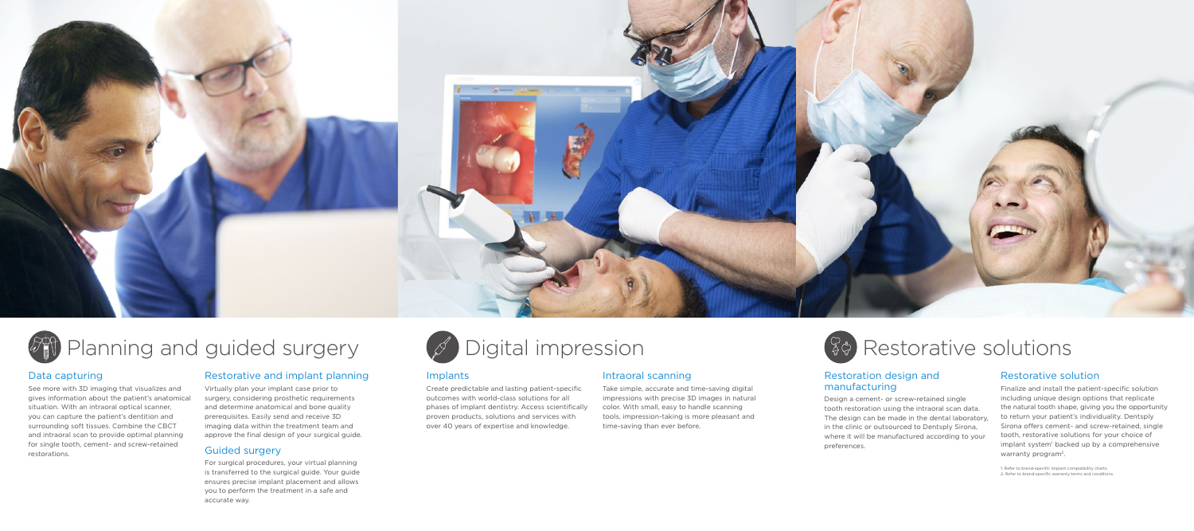# Planning and guided surgery

### Data capturing

See more with 3D imaging that visualizes and gives information about the patient's anatomical situation. With an intraoral optical scanner, you can capture the patient's dentition and surrounding soft tissues. Combine the CBCT and intraoral scan to provide optimal planning for single tooth, cement- and screw-retained restorations.

### Restorative and implant planning

Virtually plan your implant case prior to surgery, considering prosthetic requirements and determine anatomical and bone quality prerequisites. Easily send and receive 3D imaging data within the treatment team and approve the final design of your surgical guide.

### Guided surgery

For surgical procedures, your virtual planning is transferred to the surgical guide. Your guide ensures precise implant placement and allows you to perform the treatment in a safe and accurate way.

# Digital impression

### Implants

Create predictable and lasting patient-specific outcomes with world-class solutions for all phases of implant dentistry. Access scientifically proven products, solutions and services with over 40 years of expertise and knowledge.

### Intraoral scanning

Take simple, accurate and time-saving digital impressions with precise 3D images in natural color. With small, easy to handle scanning tools, impression-taking is more pleasant and time-saving than ever before.

# Restorative solutions

### Restoration design and manufacturing

Design a cement- or screw-retained single tooth restoration using the intraoral scan data. The design can be made in the dental laboratory, in the clinic or outsourced to Dentsply Sirona, where it will be manufactured according to your preferences.

### Restorative solution

Finalize and install the patient-specific solution including unique design options that replicate the natural tooth shape, giving you the opportunity to return your patient's individuality. Dentsply Sirona offers cement- and screw-retained, single tooth, restorative solutions for your choice of implant system[1] backed up by a comprehensive warranty program[2].

1. Refer to brand-specific implant compatibility charts.
2. Refer to brand-specific warranty terms and conditions.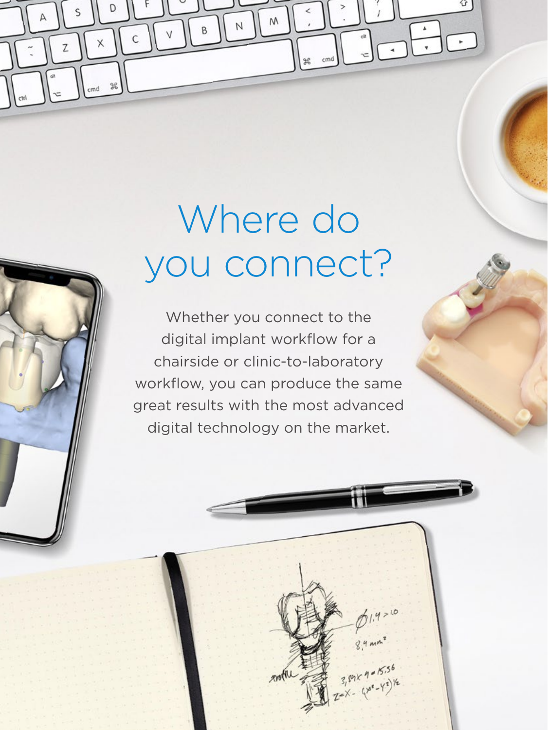# Where do you connect?

Whether you connect to the digital implant workflow for a chairside or clinic-to-laboratory workflow, you can produce the same great results with the most advanced digital technology on the market.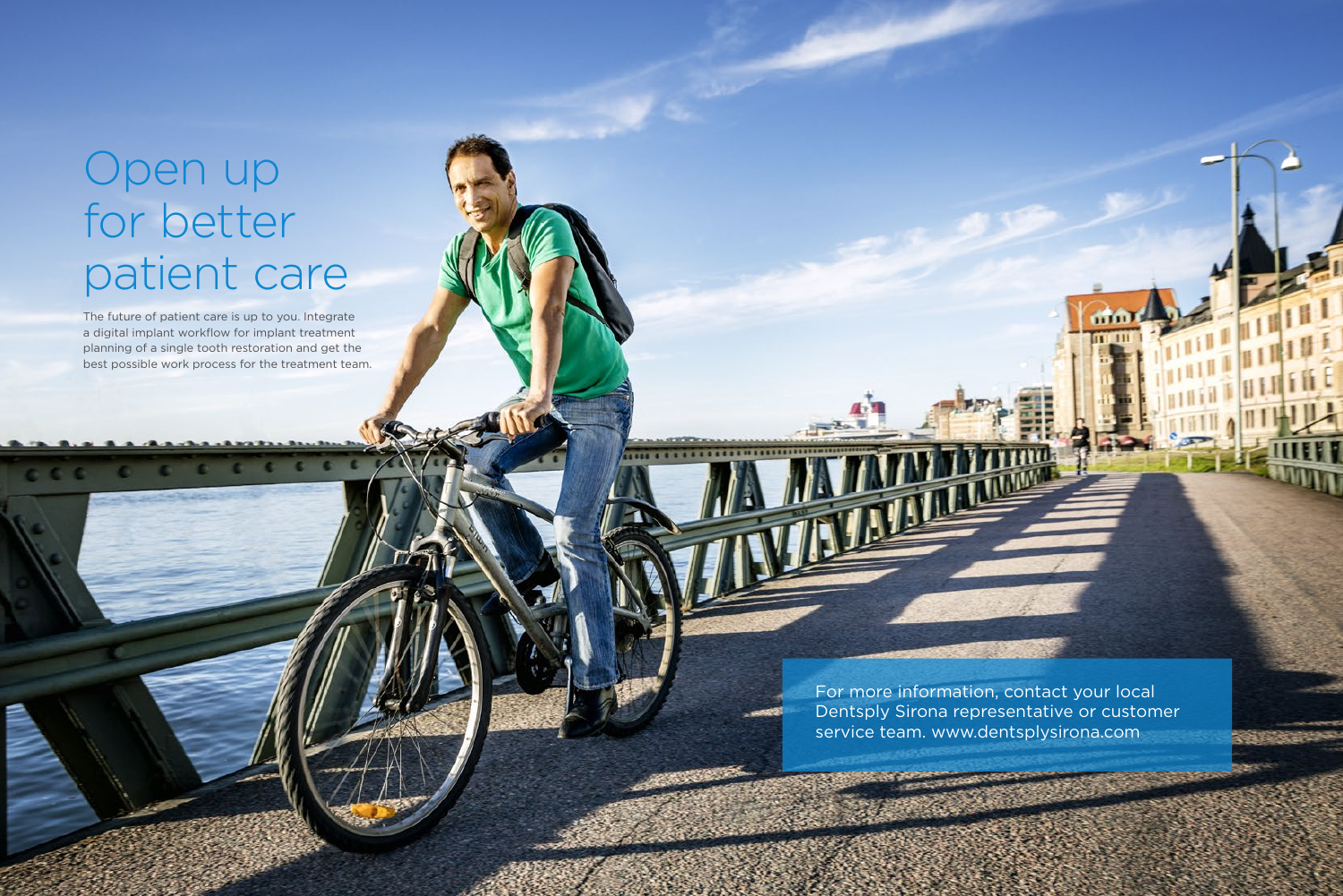# Open up for better patient care

The future of patient care is up to you. Integrate a digital implant workflow for implant treatment planning of a single tooth restoration and get the best possible work process for the treatment team.

For more information, contact your local Dentsply Sirona representative or customer service team. www.dentsplysirona.com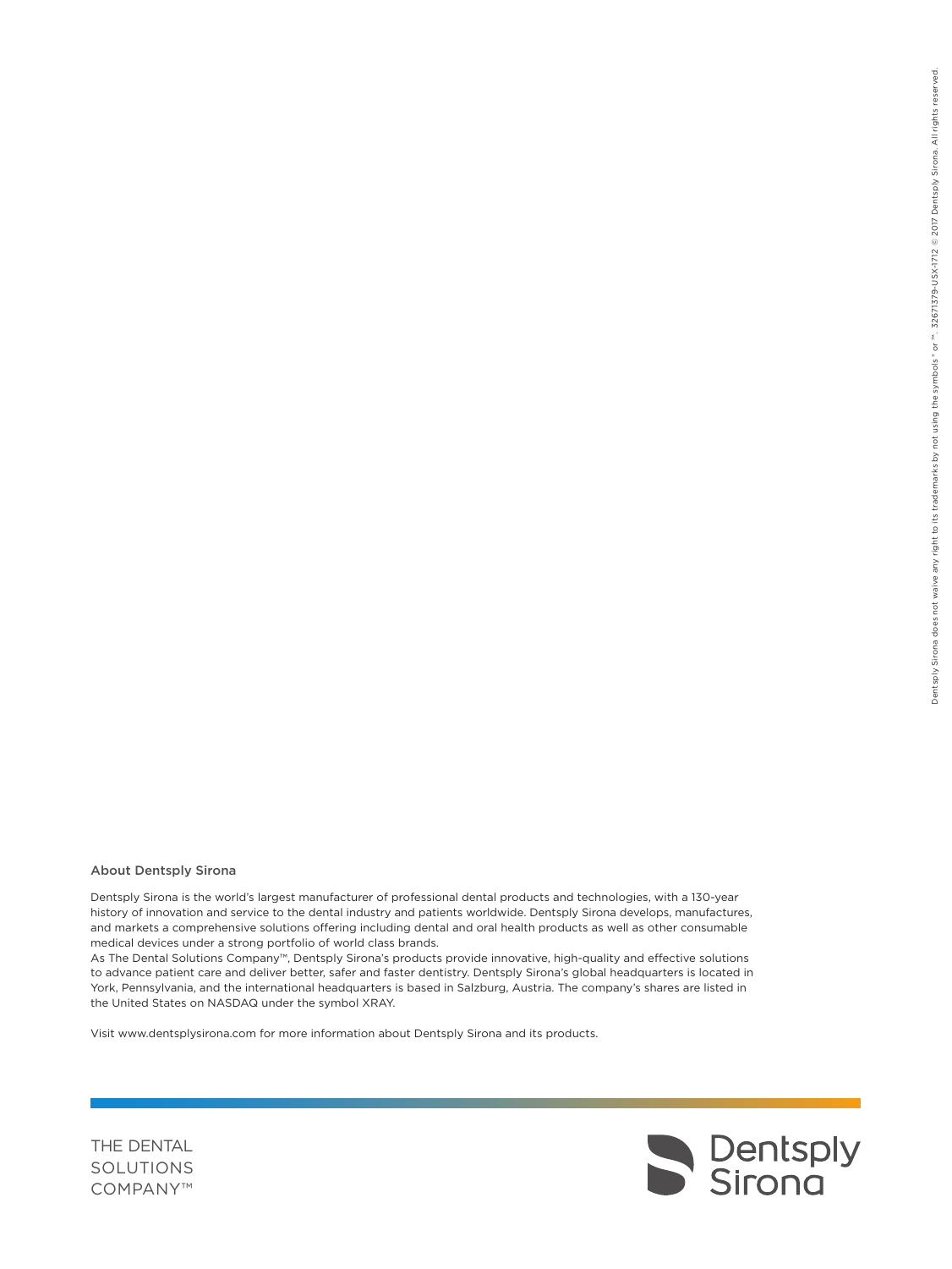### About Dentsply Sirona

Dentsply Sirona is the world's largest manufacturer of professional dental products and technologies, with a 130-year history of innovation and service to the dental industry and patients worldwide. Dentsply Sirona develops, manufactures, and markets a comprehensive solutions offering including dental and oral health products as well as other consumable medical devices under a strong portfolio of world class brands.
As The Dental Solutions Company™, Dentsply Sirona's products provide innovative, high-quality and effective solutions to advance patient care and deliver better, safer and faster dentistry. Dentsply Sirona's global headquarters is located in York, Pennsylvania, and the international headquarters is based in Salzburg, Austria. The company's shares are listed in the United States on NASDAQ under the symbol XRAY.

Visit www.dentsplysirona.com for more information about Dentsply Sirona and its products.

THE DENTAL
SOLUTIONS
COMPANY™

Dentsply
Sirona

Dentsply Sirona does not waive any right to its trademarks by not using the symbols ® or ™. 32671379-USX-1712 © 2017 Dentsply Sirona. All rights reserved.